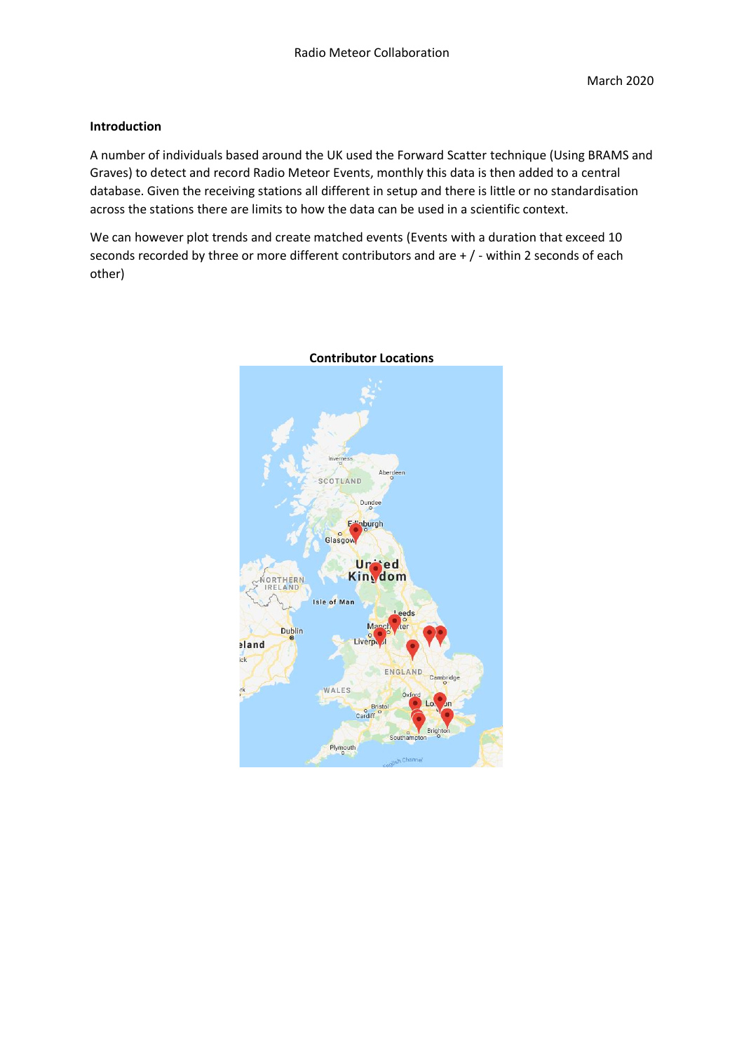Radio Meteor Collaboration

March 2020

**Introduction**

A number of individuals based around the UK used the Forward Scatter technique (Using BRAMS and Graves) to detect and record Radio Meteor Events, monthly this data is then added to a central database. Given the receiving stations all different in setup and there is little or no standardisation across the stations there are limits to how the data can be used in a scientific context.

We can however plot trends and create matched events (Events with a duration that exceed 10 seconds recorded by three or more different contributors and are + / - within 2 seconds of each other)

**Contributor Locations**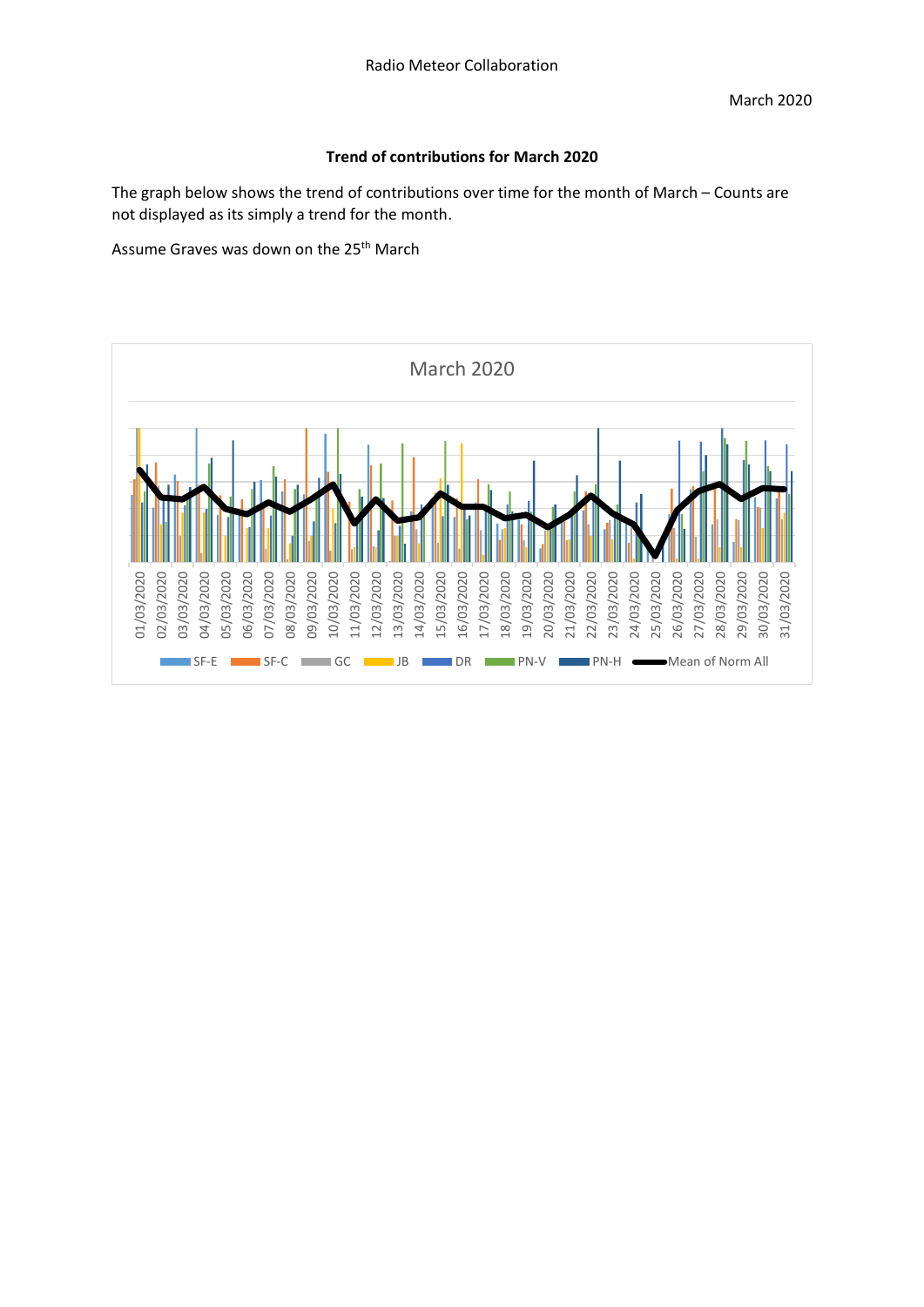**Trend of contributions for March 2020**

The graph below shows the trend of contributions over time for the month of March – Counts are not displayed as its simply a trend for the month.

Assume Graves was down on the 25th March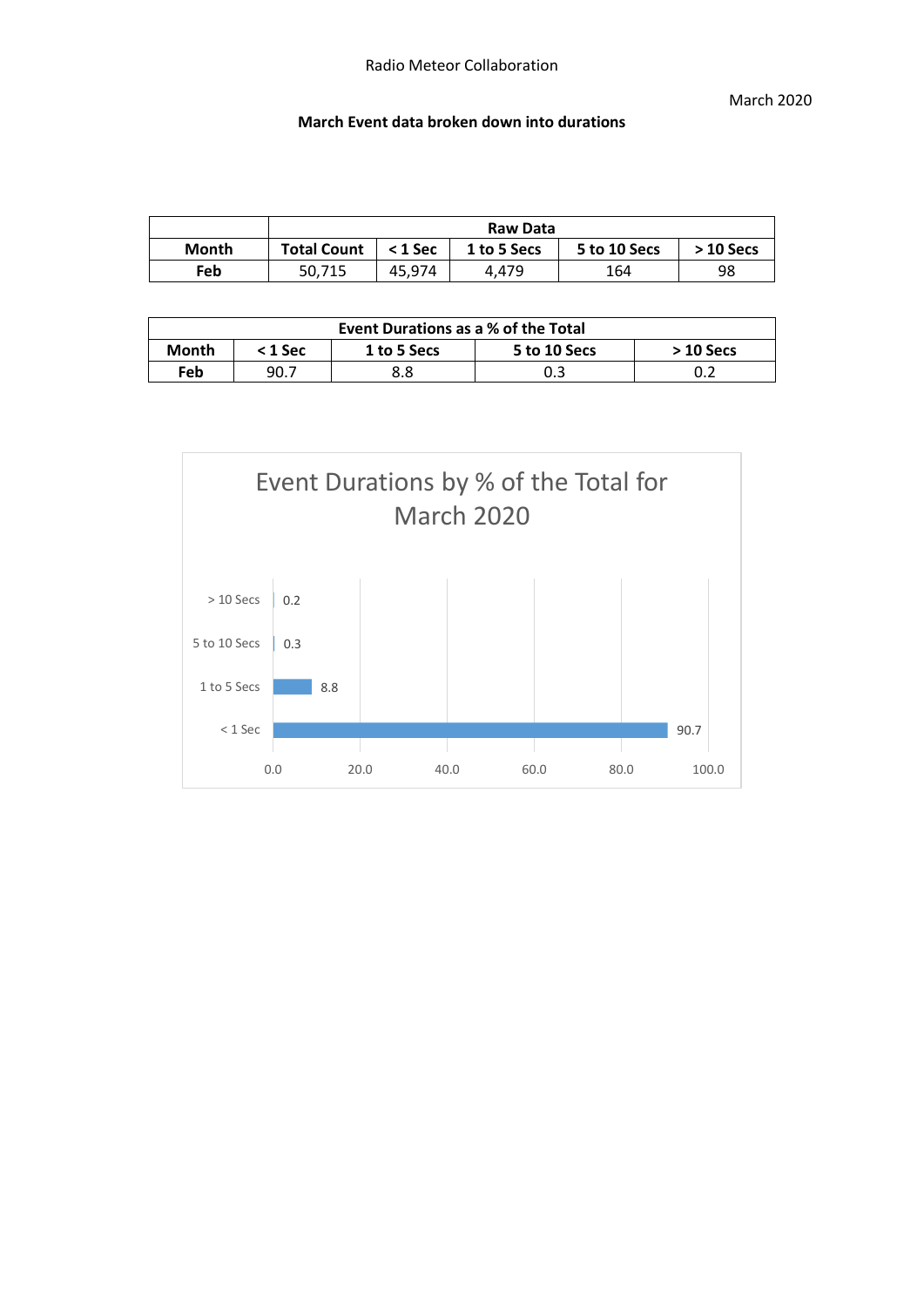Radio Meteor Collaboration

March 2020

**March Event data broken down into durations**

| | Raw Data | | | | |
|---|---|---|---|---|---|
| **Month** | **Total Count** | **< 1 Sec** | **1 to 5 Secs** | **5 to 10 Secs** | **> 10 Secs** |
| **Feb** | 50,715 | 45,974 | 4,479 | 164 | 98 |

| Event Durations as a % of the Total | | | | |
|---|---|---|---|---|
| **Month** | **< 1 Sec** | **1 to 5 Secs** | **5 to 10 Secs** | **> 10 Secs** |
| **Feb** | 90.7 | 8.8 | 0.3 | 0.2 |

Event Durations by % of the Total for March 2020

| Duration | % of Total |
|---|---|
| > 10 Secs | 0.2 |
| 5 to 10 Secs | 0.3 |
| 1 to 5 Secs | 8.8 |
| < 1 Sec | 90.7 |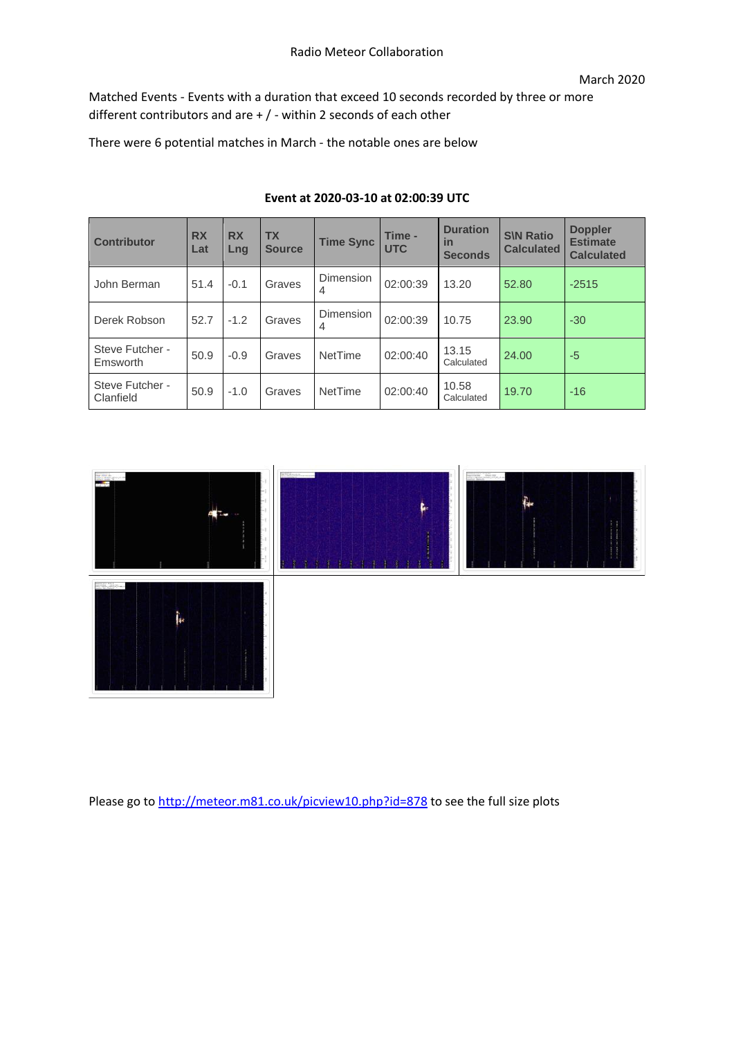Radio Meteor Collaboration

March 2020

Matched Events - Events with a duration that exceed 10 seconds recorded by three or more different contributors and are + / - within 2 seconds of each other

There were 6 potential matches in March - the notable ones are below

**Event at 2020-03-10 at 02:00:39 UTC**

| Contributor | RX Lat | RX Lng | TX Source | Time Sync | Time - UTC | Duration in Seconds | S\N Ratio Calculated | Doppler Estimate Calculated |
|---|---|---|---|---|---|---|---|---|
| John Berman | 51.4 | -0.1 | Graves | Dimension 4 | 02:00:39 | 13.20 | 52.80 | -2515 |
| Derek Robson | 52.7 | -1.2 | Graves | Dimension 4 | 02:00:39 | 10.75 | 23.90 | -30 |
| Steve Futcher - Emsworth | 50.9 | -0.9 | Graves | NetTime | 02:00:40 | 13.15 Calculated | 24.00 | -5 |
| Steve Futcher - Clanfield | 50.9 | -1.0 | Graves | NetTime | 02:00:40 | 10.58 Calculated | 19.70 | -16 |

Please go to http://meteor.m81.co.uk/picview10.php?id=878 to see the full size plots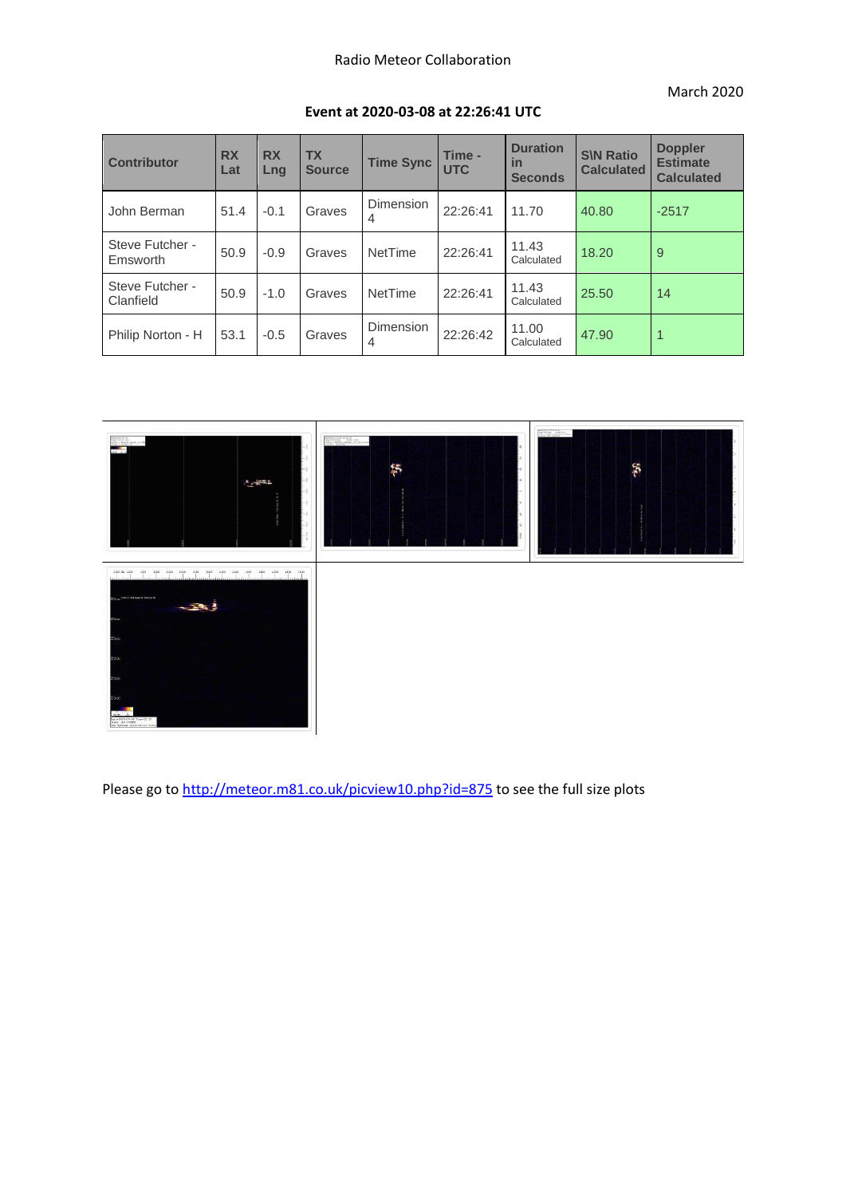Radio Meteor Collaboration

March 2020

**Event at 2020-03-08 at 22:26:41 UTC**

| Contributor | RX Lat | RX Lng | TX Source | Time Sync | Time - UTC | Duration in Seconds | S\N Ratio Calculated | Doppler Estimate Calculated |
|---|---|---|---|---|---|---|---|---|
| John Berman | 51.4 | -0.1 | Graves | Dimension 4 | 22:26:41 | 11.70 | 40.80 | -2517 |
| Steve Futcher - Emsworth | 50.9 | -0.9 | Graves | NetTime | 22:26:41 | 11.43 Calculated | 18.20 | 9 |
| Steve Futcher - Clanfield | 50.9 | -1.0 | Graves | NetTime | 22:26:41 | 11.43 Calculated | 25.50 | 14 |
| Philip Norton - H | 53.1 | -0.5 | Graves | Dimension 4 | 22:26:42 | 11.00 Calculated | 47.90 | 1 |

Please go to http://meteor.m81.co.uk/picview10.php?id=875 to see the full size plots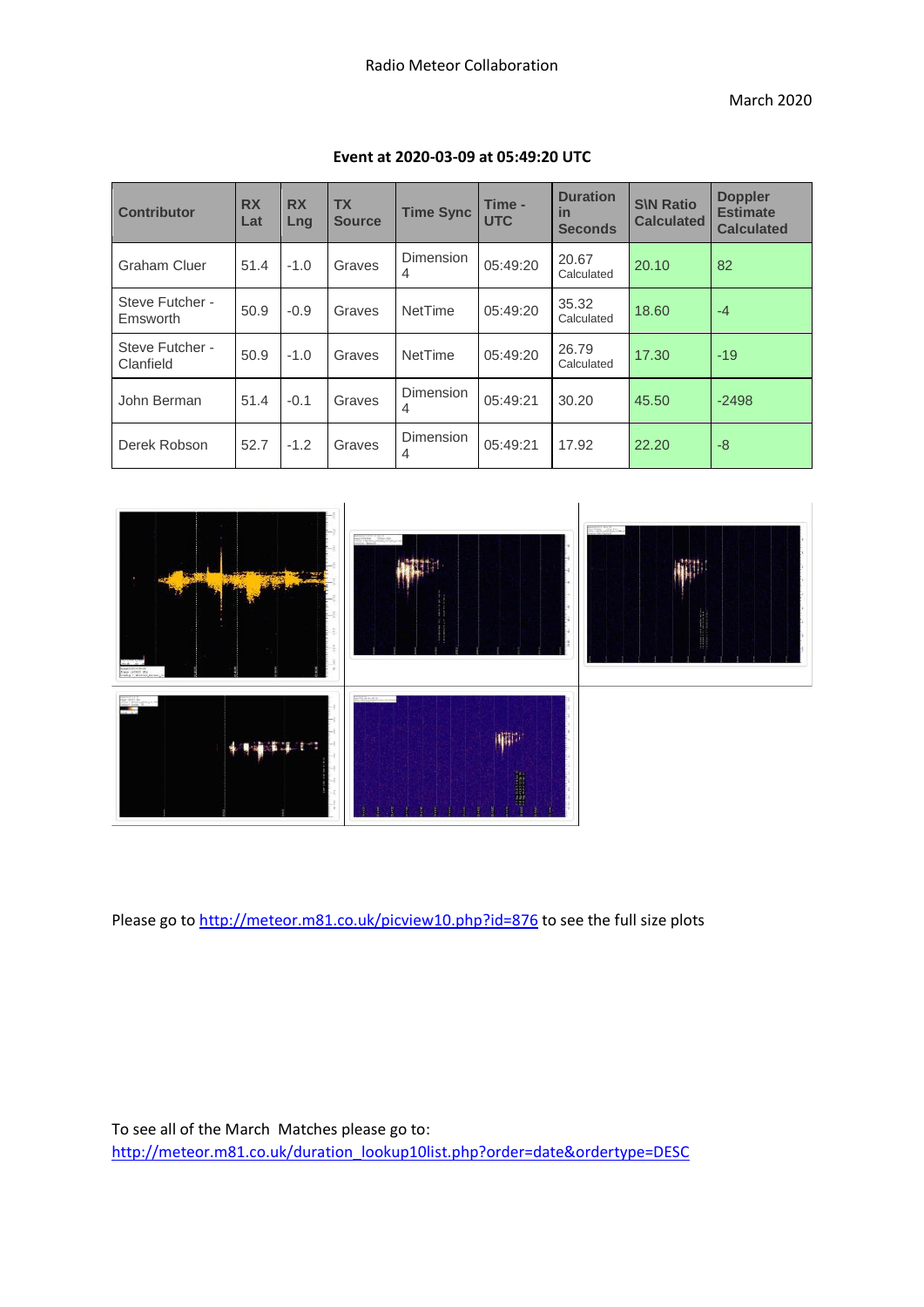Radio Meteor Collaboration

March 2020

**Event at 2020-03-09 at 05:49:20 UTC**

| Contributor | RX Lat | RX Lng | TX Source | Time Sync | Time - UTC | Duration in Seconds | S\N Ratio Calculated | Doppler Estimate Calculated |
|---|---|---|---|---|---|---|---|---|
| Graham Cluer | 51.4 | -1.0 | Graves | Dimension 4 | 05:49:20 | 20.67 Calculated | 20.10 | 82 |
| Steve Futcher - Emsworth | 50.9 | -0.9 | Graves | NetTime | 05:49:20 | 35.32 Calculated | 18.60 | -4 |
| Steve Futcher - Clanfield | 50.9 | -1.0 | Graves | NetTime | 05:49:20 | 26.79 Calculated | 17.30 | -19 |
| John Berman | 51.4 | -0.1 | Graves | Dimension 4 | 05:49:21 | 30.20 | 45.50 | -2498 |
| Derek Robson | 52.7 | -1.2 | Graves | Dimension 4 | 05:49:21 | 17.92 | 22.20 | -8 |

Please go to http://meteor.m81.co.uk/picview10.php?id=876 to see the full size plots

To see all of the March Matches please go to:
http://meteor.m81.co.uk/duration_lookup10list.php?order=date&ordertype=DESC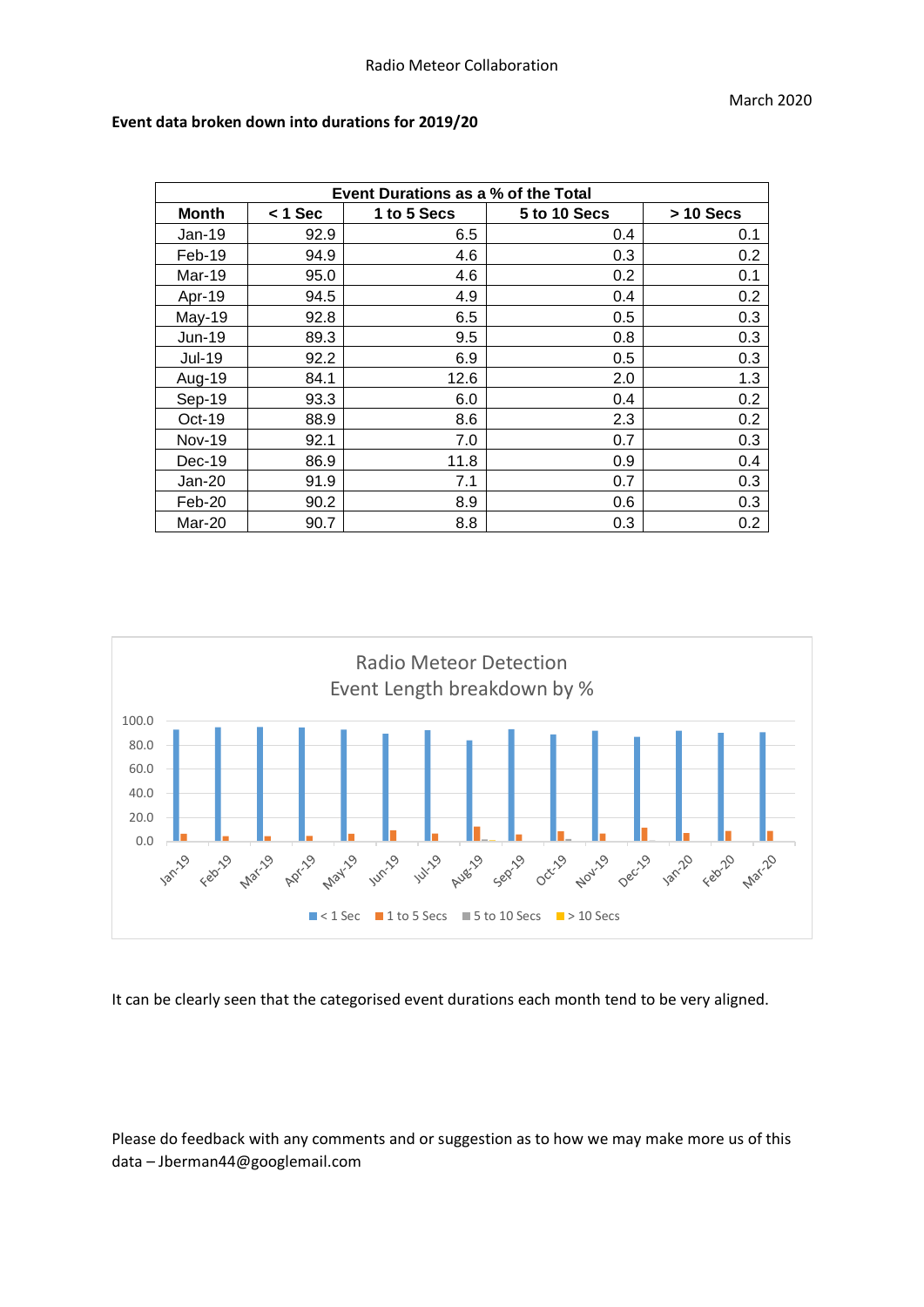Radio Meteor Collaboration

March 2020

**Event data broken down into durations for 2019/20**

| Event Durations as a % of the Total | | | | |
|---|---|---|---|---|
| **Month** | **< 1 Sec** | **1 to 5 Secs** | **5 to 10 Secs** | **> 10 Secs** |
| Jan-19 | 92.9 | 6.5 | 0.4 | 0.1 |
| Feb-19 | 94.9 | 4.6 | 0.3 | 0.2 |
| Mar-19 | 95.0 | 4.6 | 0.2 | 0.1 |
| Apr-19 | 94.5 | 4.9 | 0.4 | 0.2 |
| May-19 | 92.8 | 6.5 | 0.5 | 0.3 |
| Jun-19 | 89.3 | 9.5 | 0.8 | 0.3 |
| Jul-19 | 92.2 | 6.9 | 0.5 | 0.3 |
| Aug-19 | 84.1 | 12.6 | 2.0 | 1.3 |
| Sep-19 | 93.3 | 6.0 | 0.4 | 0.2 |
| Oct-19 | 88.9 | 8.6 | 2.3 | 0.2 |
| Nov-19 | 92.1 | 7.0 | 0.7 | 0.3 |
| Dec-19 | 86.9 | 11.8 | 0.9 | 0.4 |
| Jan-20 | 91.9 | 7.1 | 0.7 | 0.3 |
| Feb-20 | 90.2 | 8.9 | 0.6 | 0.3 |
| Mar-20 | 90.7 | 8.8 | 0.3 | 0.2 |

Radio Meteor Detection
Event Length breakdown by %

100.0
80.0
60.0
40.0
20.0
0.0

Jan-19 Feb-19 Mar-19 Apr-19 May-19 Jun-19 Jul-19 Aug-19 Sep-19 Oct-19 Nov-19 Dec-19 Jan-20 Feb-20 Mar-20

< 1 Sec  1 to 5 Secs  5 to 10 Secs  > 10 Secs

It can be clearly seen that the categorised event durations each month tend to be very aligned.

Please do feedback with any comments and or suggestion as to how we may make more us of this data – Jberman44@googlemail.com